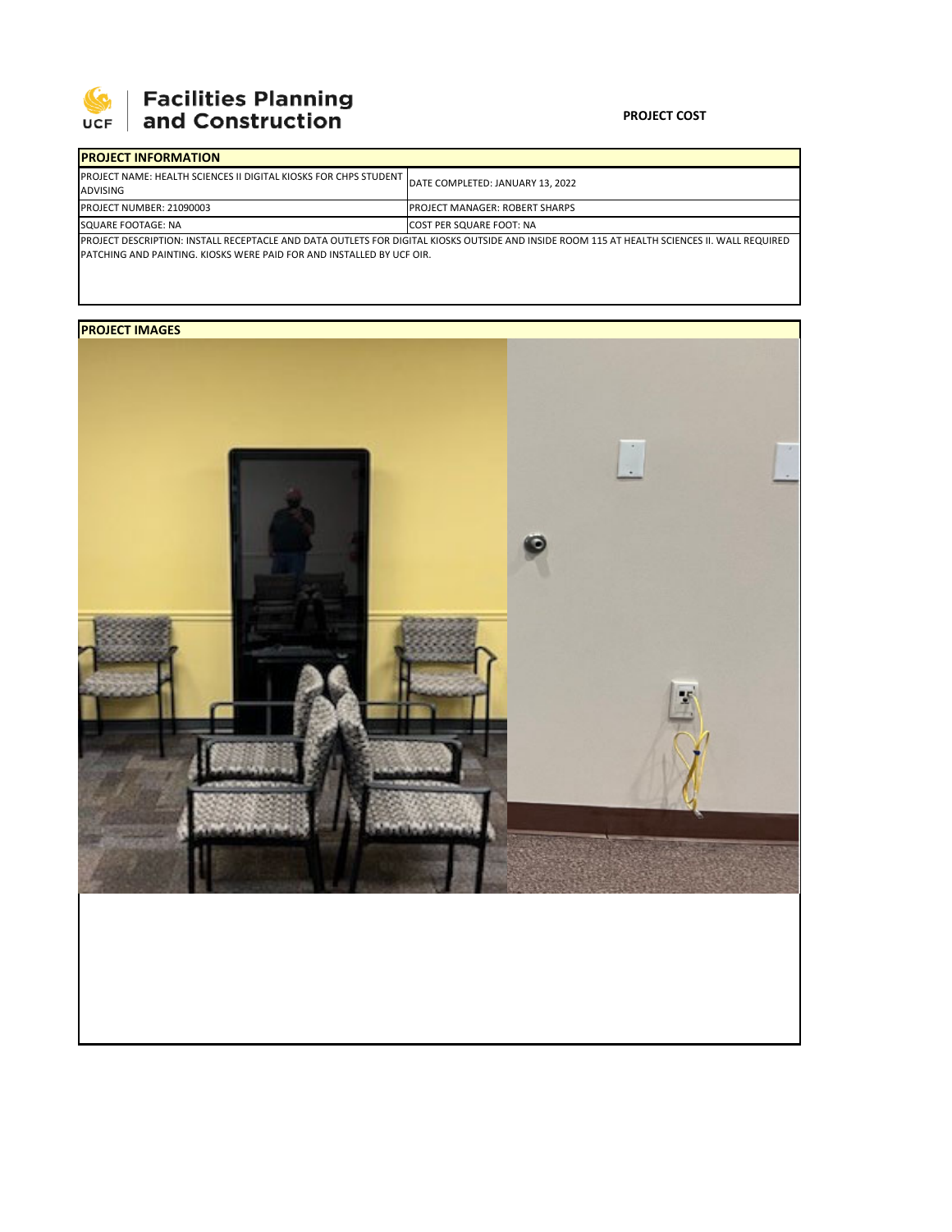**Facilities Planning and Construction**

**PROJECT COST**

| **PROJECT INFORMATION** | |
|---|---|
| PROJECT NAME: HEALTH SCIENCES II DIGITAL KIOSKS FOR CHPS STUDENT ADVISING | DATE COMPLETED: JANUARY 13, 2022 |
| PROJECT NUMBER: 21090003 | PROJECT MANAGER: ROBERT SHARPS |
| SQUARE FOOTAGE: NA | COST PER SQUARE FOOT: NA |
| PROJECT DESCRIPTION: INSTALL RECEPTACLE AND DATA OUTLETS FOR DIGITAL KIOSKS OUTSIDE AND INSIDE ROOM 115 AT HEALTH SCIENCES II. WALL REQUIRED PATCHING AND PAINTING. KIOSKS WERE PAID FOR AND INSTALLED BY UCF OIR. | |

**PROJECT IMAGES**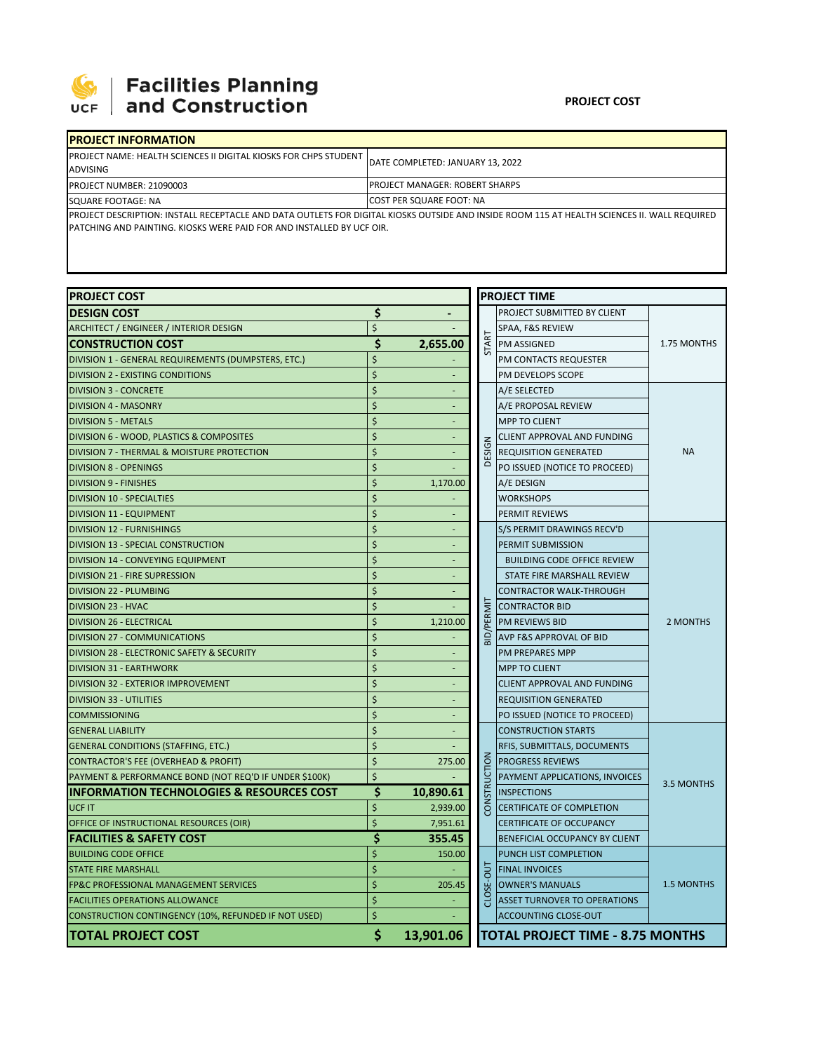**Facilities Planning and Construction**

**PROJECT COST**

| PROJECT INFORMATION | |
|---|---|
| PROJECT NAME: HEALTH SCIENCES II DIGITAL KIOSKS FOR CHPS STUDENT ADVISING | DATE COMPLETED: JANUARY 13, 2022 |
| PROJECT NUMBER: 21090003 | PROJECT MANAGER: ROBERT SHARPS |
| SQUARE FOOTAGE: NA | COST PER SQUARE FOOT: NA |
| PROJECT DESCRIPTION: INSTALL RECEPTACLE AND DATA OUTLETS FOR DIGITAL KIOSKS OUTSIDE AND INSIDE ROOM 115 AT HEALTH SCIENCES II. WALL REQUIRED PATCHING AND PAINTING. KIOSKS WERE PAID FOR AND INSTALLED BY UCF OIR. | |

| PROJECT COST | | |
|---|---|---|
| **DESIGN COST** | **$** | **-** |
| ARCHITECT / ENGINEER / INTERIOR DESIGN | $ | - |
| **CONSTRUCTION COST** | **$** | **2,655.00** |
| DIVISION 1 - GENERAL REQUIREMENTS (DUMPSTERS, ETC.) | $ | - |
| DIVISION 2 - EXISTING CONDITIONS | $ | - |
| DIVISION 3 - CONCRETE | $ | - |
| DIVISION 4 - MASONRY | $ | - |
| DIVISION 5 - METALS | $ | - |
| DIVISION 6 - WOOD, PLASTICS & COMPOSITES | $ | - |
| DIVISION 7 - THERMAL & MOISTURE PROTECTION | $ | - |
| DIVISION 8 - OPENINGS | $ | - |
| DIVISION 9 - FINISHES | $ | 1,170.00 |
| DIVISION 10 - SPECIALTIES | $ | - |
| DIVISION 11 - EQUIPMENT | $ | - |
| DIVISION 12 - FURNISHINGS | $ | - |
| DIVISION 13 - SPECIAL CONSTRUCTION | $ | - |
| DIVISION 14 - CONVEYING EQUIPMENT | $ | - |
| DIVISION 21 - FIRE SUPRESSION | $ | - |
| DIVISION 22 - PLUMBING | $ | - |
| DIVISION 23 - HVAC | $ | - |
| DIVISION 26 - ELECTRICAL | $ | 1,210.00 |
| DIVISION 27 - COMMUNICATIONS | $ | - |
| DIVISION 28 - ELECTRONIC SAFETY & SECURITY | $ | - |
| DIVISION 31 - EARTHWORK | $ | - |
| DIVISION 32 - EXTERIOR IMPROVEMENT | $ | - |
| DIVISION 33 - UTILITIES | $ | - |
| COMMISSIONING | $ | - |
| GENERAL LIABILITY | $ | - |
| GENERAL CONDITIONS (STAFFING, ETC.) | $ | - |
| CONTRACTOR'S FEE (OVERHEAD & PROFIT) | $ | 275.00 |
| PAYMENT & PERFORMANCE BOND (NOT REQ'D IF UNDER $100K) | $ | - |
| **INFORMATION TECHNOLOGIES & RESOURCES COST** | **$** | **10,890.61** |
| UCF IT | $ | 2,939.00 |
| OFFICE OF INSTRUCTIONAL RESOURCES (OIR) | $ | 7,951.61 |
| **FACILITIES & SAFETY COST** | **$** | **355.45** |
| BUILDING CODE OFFICE | $ | 150.00 |
| STATE FIRE MARSHALL | $ | - |
| FP&C PROFESSIONAL MANAGEMENT SERVICES | $ | 205.45 |
| FACILITIES OPERATIONS ALLOWANCE | $ | - |
| CONSTRUCTION CONTINGENCY (10%, REFUNDED IF NOT USED) | $ | - |
| **TOTAL PROJECT COST** | **$** | **13,901.06** |

| PROJECT TIME | | |
|---|---|---|
| START | PROJECT SUBMITTED BY CLIENT | 1.75 MONTHS |
| | SPAA, F&S REVIEW | |
| | PM ASSIGNED | |
| | PM CONTACTS REQUESTER | |
| | PM DEVELOPS SCOPE | |
| DESIGN | A/E SELECTED | NA |
| | A/E PROPOSAL REVIEW | |
| | MPP TO CLIENT | |
| | CLIENT APPROVAL AND FUNDING | |
| | REQUISITION GENERATED | |
| | PO ISSUED (NOTICE TO PROCEED) | |
| | A/E DESIGN | |
| | WORKSHOPS | |
| | PERMIT REVIEWS | |
| BID/PERMIT | S/S PERMIT DRAWINGS RECV'D | 2 MONTHS |
| | PERMIT SUBMISSION | |
| | BUILDING CODE OFFICE REVIEW | |
| | STATE FIRE MARSHALL REVIEW | |
| | CONTRACTOR WALK-THROUGH | |
| | CONTRACTOR BID | |
| | PM REVIEWS BID | |
| | AVP F&S APPROVAL OF BID | |
| | PM PREPARES MPP | |
| | MPP TO CLIENT | |
| | CLIENT APPROVAL AND FUNDING | |
| | REQUISITION GENERATED | |
| | PO ISSUED (NOTICE TO PROCEED) | |
| CONSTRUCTION | CONSTRUCTION STARTS | 3.5 MONTHS |
| | RFIS, SUBMITTALS, DOCUMENTS | |
| | PROGRESS REVIEWS | |
| | PAYMENT APPLICATIONS, INVOICES | |
| | INSPECTIONS | |
| | CERTIFICATE OF COMPLETION | |
| | CERTIFICATE OF OCCUPANCY | |
| | BENEFICIAL OCCUPANCY BY CLIENT | |
| CLOSE-OUT | PUNCH LIST COMPLETION | 1.5 MONTHS |
| | FINAL INVOICES | |
| | OWNER'S MANUALS | |
| | ASSET TURNOVER TO OPERATIONS | |
| | ACCOUNTING CLOSE-OUT | |
| **TOTAL PROJECT TIME - 8.75 MONTHS** | | |